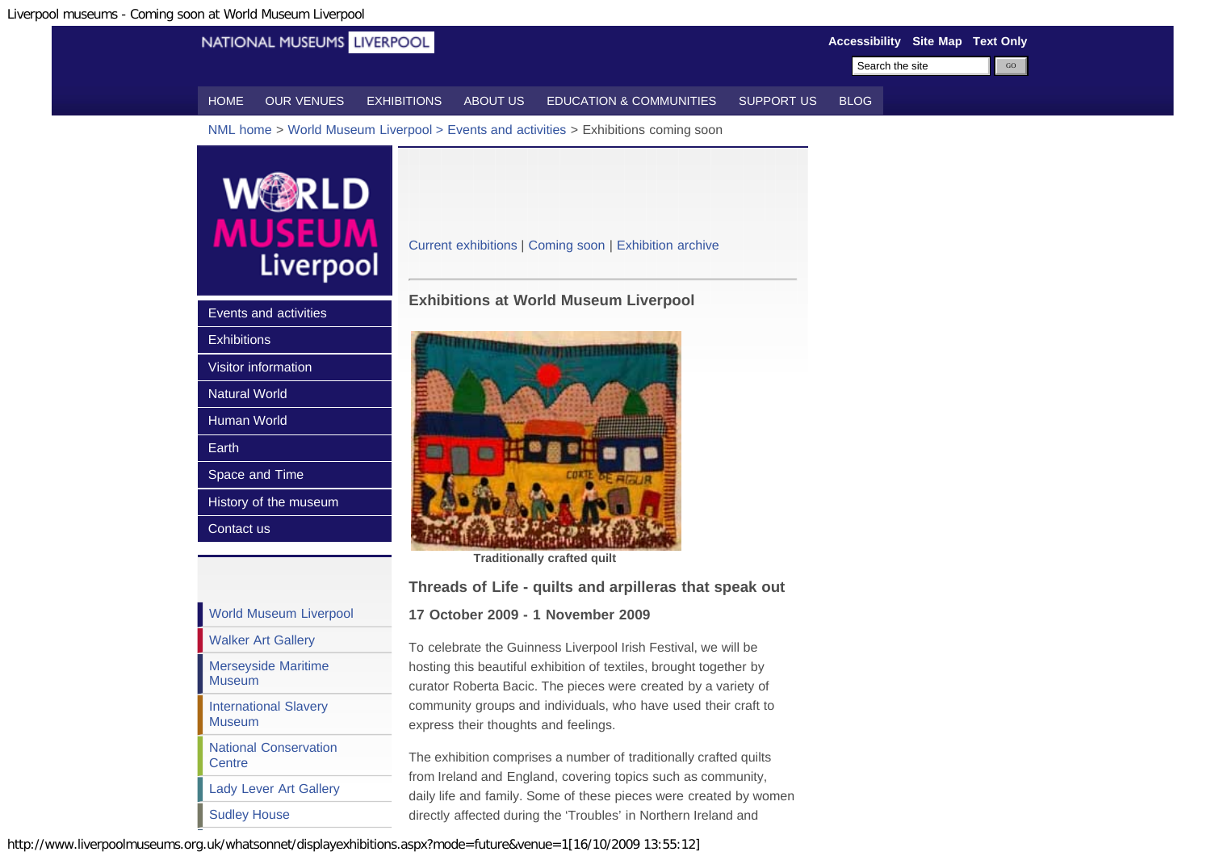Liverpool museums - Coming soon at World Museum Liverpool

NATIONAL MUSEUMS LIVERPOOL

Accessibility Site Map Text Only

HOME | OUR VENUES | EXHIBITIONS | ABOUT US | EDUCATION & COMMUNITIES | SUPPORT US | BLOG

NML home > World Museum Liverpool > Events and activities > Exhibitions coming soon

- Events and activities
- Exhibitions
- Visitor information
- Natural World
- Human World
- Earth
- Space and Time
- History of the museum
- Contact us

- World Museum Liverpool
- Walker Art Gallery
- Merseyside Maritime Museum
- International Slavery Museum
- National Conservation Centre
- Lady Lever Art Gallery
- Sudley House

Current exhibitions | Coming soon | Exhibition archive

## Exhibitions at World Museum Liverpool

Traditionally crafted quilt

### Threads of Life - quilts and arpilleras that speak out

**17 October 2009 - 1 November 2009**

To celebrate the Guinness Liverpool Irish Festival, we will be hosting this beautiful exhibition of textiles, brought together by curator Roberta Bacic. The pieces were created by a variety of community groups and individuals, who have used their craft to express their thoughts and feelings.

The exhibition comprises a number of traditionally crafted quilts from Ireland and England, covering topics such as community, daily life and family. Some of these pieces were created by women directly affected during the 'Troubles' in Northern Ireland and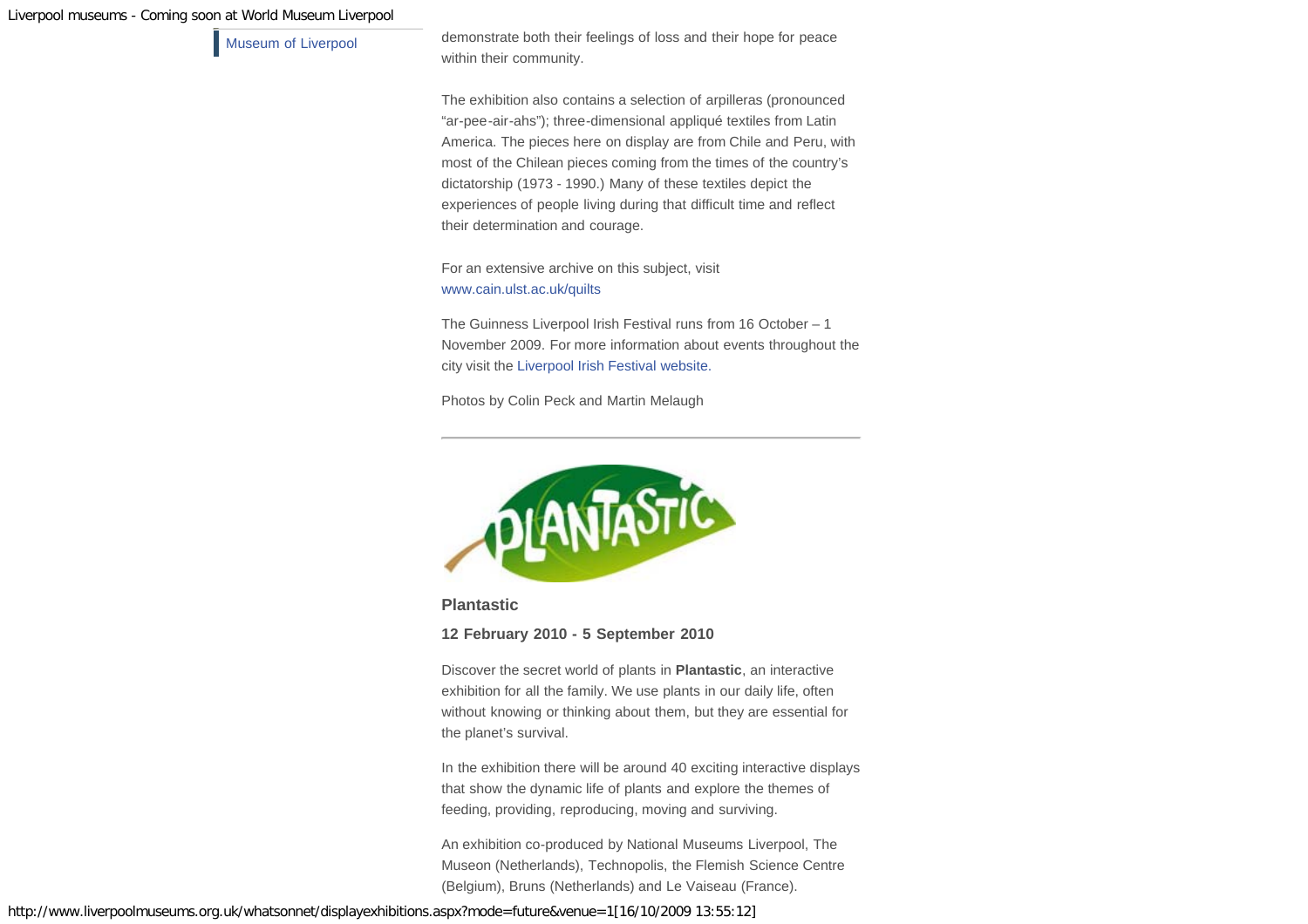Museum of Liverpool

demonstrate both their feelings of loss and their hope for peace within their community.

The exhibition also contains a selection of arpilleras (pronounced "ar-pee-air-ahs"); three-dimensional appliqué textiles from Latin America. The pieces here on display are from Chile and Peru, with most of the Chilean pieces coming from the times of the country's dictatorship (1973 - 1990.) Many of these textiles depict the experiences of people living during that difficult time and reflect their determination and courage.

For an extensive archive on this subject, visit www.cain.ulst.ac.uk/quilts

The Guinness Liverpool Irish Festival runs from 16 October – 1 November 2009. For more information about events throughout the city visit the Liverpool Irish Festival website.

Photos by Colin Peck and Martin Melaugh

---

PLANTASTIC

### Plantastic

**12 February 2010 - 5 September 2010**

Discover the secret world of plants in **Plantastic**, an interactive exhibition for all the family. We use plants in our daily life, often without knowing or thinking about them, but they are essential for the planet's survival.

In the exhibition there will be around 40 exciting interactive displays that show the dynamic life of plants and explore the themes of feeding, providing, reproducing, moving and surviving.

An exhibition co-produced by National Museums Liverpool, The Museon (Netherlands), Technopolis, the Flemish Science Centre (Belgium), Bruns (Netherlands) and Le Vaiseau (France).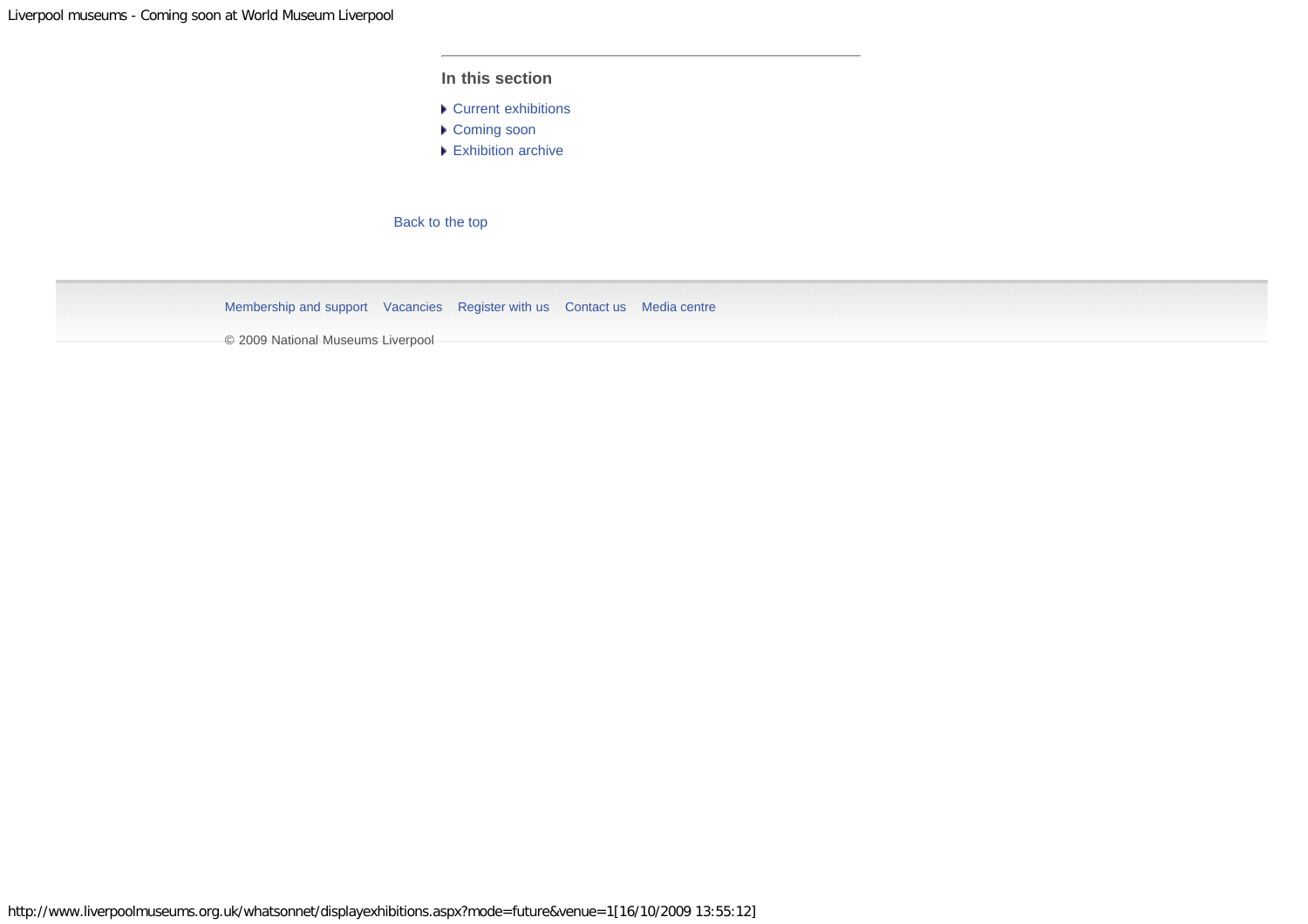### In this section

- Current exhibitions
- Coming soon
- Exhibition archive

Back to the top

Membership and support   Vacancies   Register with us   Contact us   Media centre

© 2009 National Museums Liverpool